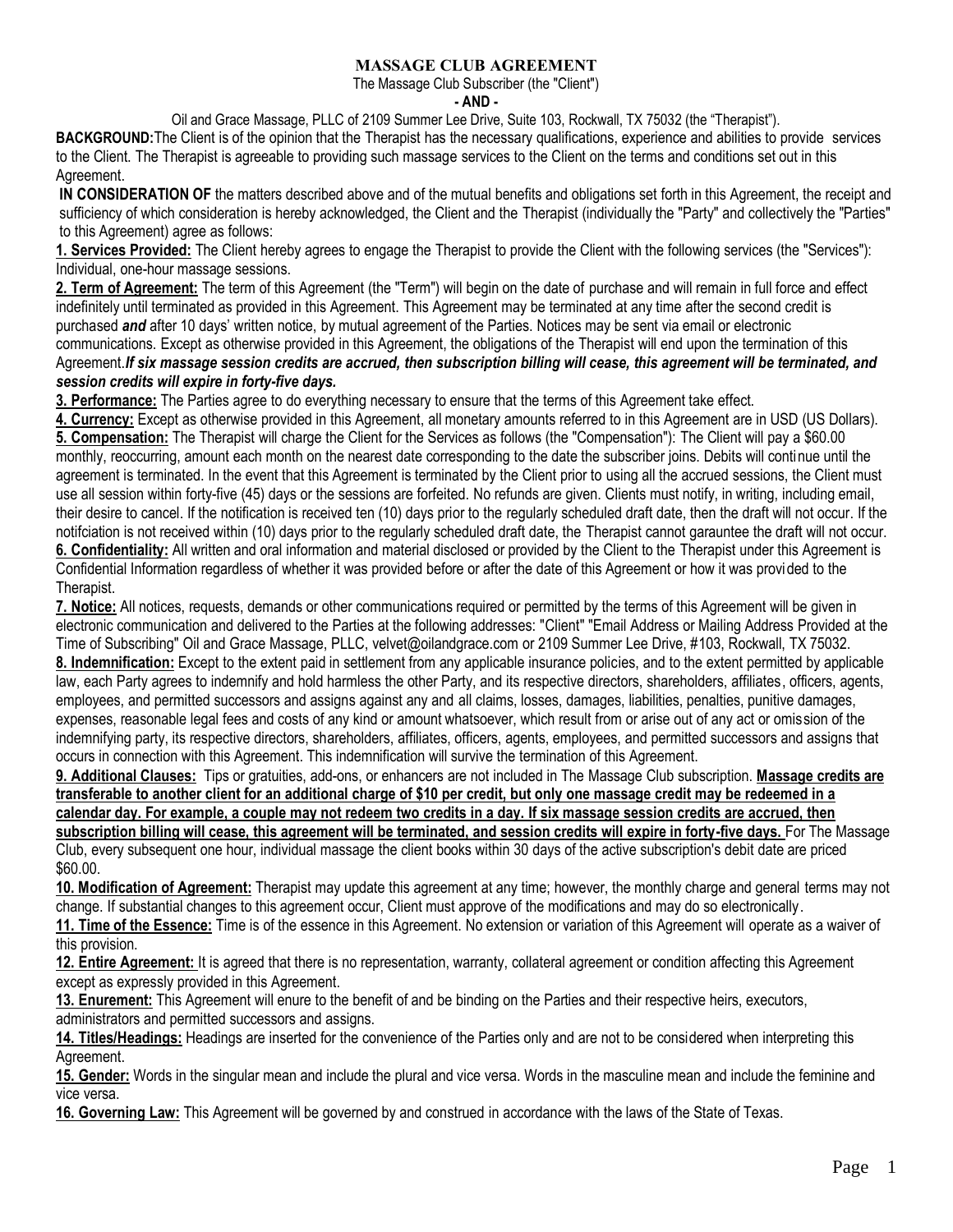# MASSAGE CLUB AGREEMENT

The Massage Club Subscriber (the "Client")

**- AND -**

Oil and Grace Massage, PLLC of 2109 Summer Lee Drive, Suite 103, Rockwall, TX 75032 (the "Therapist").

**BACKGROUND:** The Client is of the opinion that the Therapist has the necessary qualifications, experience and abilities to provide services to the Client. The Therapist is agreeable to providing such massage services to the Client on the terms and conditions set out in this Agreement.

**IN CONSIDERATION OF** the matters described above and of the mutual benefits and obligations set forth in this Agreement, the receipt and sufficiency of which consideration is hereby acknowledged, the Client and the Therapist (individually the "Party" and collectively the "Parties" to this Agreement) agree as follows:

**1. Services Provided:** The Client hereby agrees to engage the Therapist to provide the Client with the following services (the "Services"): Individual, one-hour massage sessions.

**2. Term of Agreement:** The term of this Agreement (the "Term") will begin on the date of purchase and will remain in full force and effect indefinitely until terminated as provided in this Agreement. This Agreement may be terminated at any time after the second credit is purchased ***and*** after 10 days' written notice, by mutual agreement of the Parties. Notices may be sent via email or electronic communications. Except as otherwise provided in this Agreement, the obligations of the Therapist will end upon the termination of this Agreement. ***If six massage session credits are accrued, then subscription billing will cease, this agreement will be terminated, and session credits will expire in forty-five days.***

**3. Performance:** The Parties agree to do everything necessary to ensure that the terms of this Agreement take effect.

**4. Currency:** Except as otherwise provided in this Agreement, all monetary amounts referred to in this Agreement are in USD (US Dollars).

**5. Compensation:** The Therapist will charge the Client for the Services as follows (the "Compensation"): The Client will pay a $60.00 monthly, reoccurring, amount each month on the nearest date corresponding to the date the subscriber joins. Debits will continue until the agreement is terminated. In the event that this Agreement is terminated by the Client prior to using all the accrued sessions, the Client must use all session within forty-five (45) days or the sessions are forfeited. No refunds are given. Clients must notify, in writing, including email, their desire to cancel. If the notification is received ten (10) days prior to the regularly scheduled draft date, then the draft will not occur. If the notfciation is not received within (10) days prior to the regularly scheduled draft date, the Therapist cannot garauntee the draft will not occur.

**6. Confidentiality:** All written and oral information and material disclosed or provided by the Client to the Therapist under this Agreement is Confidential Information regardless of whether it was provided before or after the date of this Agreement or how it was provided to the Therapist.

**7. Notice:** All notices, requests, demands or other communications required or permitted by the terms of this Agreement will be given in electronic communication and delivered to the Parties at the following addresses: "Client" "Email Address or Mailing Address Provided at the Time of Subscribing" Oil and Grace Massage, PLLC, velvet@oilandgrace.com or 2109 Summer Lee Drive, #103, Rockwall, TX 75032.

**8. Indemnification:** Except to the extent paid in settlement from any applicable insurance policies, and to the extent permitted by applicable law, each Party agrees to indemnify and hold harmless the other Party, and its respective directors, shareholders, affiliates, officers, agents, employees, and permitted successors and assigns against any and all claims, losses, damages, liabilities, penalties, punitive damages, expenses, reasonable legal fees and costs of any kind or amount whatsoever, which result from or arise out of any act or omission of the indemnifying party, its respective directors, shareholders, affiliates, officers, agents, employees, and permitted successors and assigns that occurs in connection with this Agreement. This indemnification will survive the termination of this Agreement.

**9. Additional Clauses:** Tips or gratuities, add-ons, or enhancers are not included in The Massage Club subscription. **Massage credits are transferable to another client for an additional charge of $10 per credit, but only one massage credit may be redeemed in a calendar day. For example, a couple may not redeem two credits in a day. If six massage session credits are accrued, then subscription billing will cease, this agreement will be terminated, and session credits will expire in forty-five days.** For The Massage Club, every subsequent one hour, individual massage the client books within 30 days of the active subscription's debit date are priced $60.00.

**10. Modification of Agreement:** Therapist may update this agreement at any time; however, the monthly charge and general terms may not change. If substantial changes to this agreement occur, Client must approve of the modifications and may do so electronically.

**11. Time of the Essence:** Time is of the essence in this Agreement. No extension or variation of this Agreement will operate as a waiver of this provision.

**12. Entire Agreement:** It is agreed that there is no representation, warranty, collateral agreement or condition affecting this Agreement except as expressly provided in this Agreement.

**13. Enurement:** This Agreement will enure to the benefit of and be binding on the Parties and their respective heirs, executors, administrators and permitted successors and assigns.

**14. Titles/Headings:** Headings are inserted for the convenience of the Parties only and are not to be considered when interpreting this Agreement.

**15. Gender:** Words in the singular mean and include the plural and vice versa. Words in the masculine mean and include the feminine and vice versa.

**16. Governing Law:** This Agreement will be governed by and construed in accordance with the laws of the State of Texas.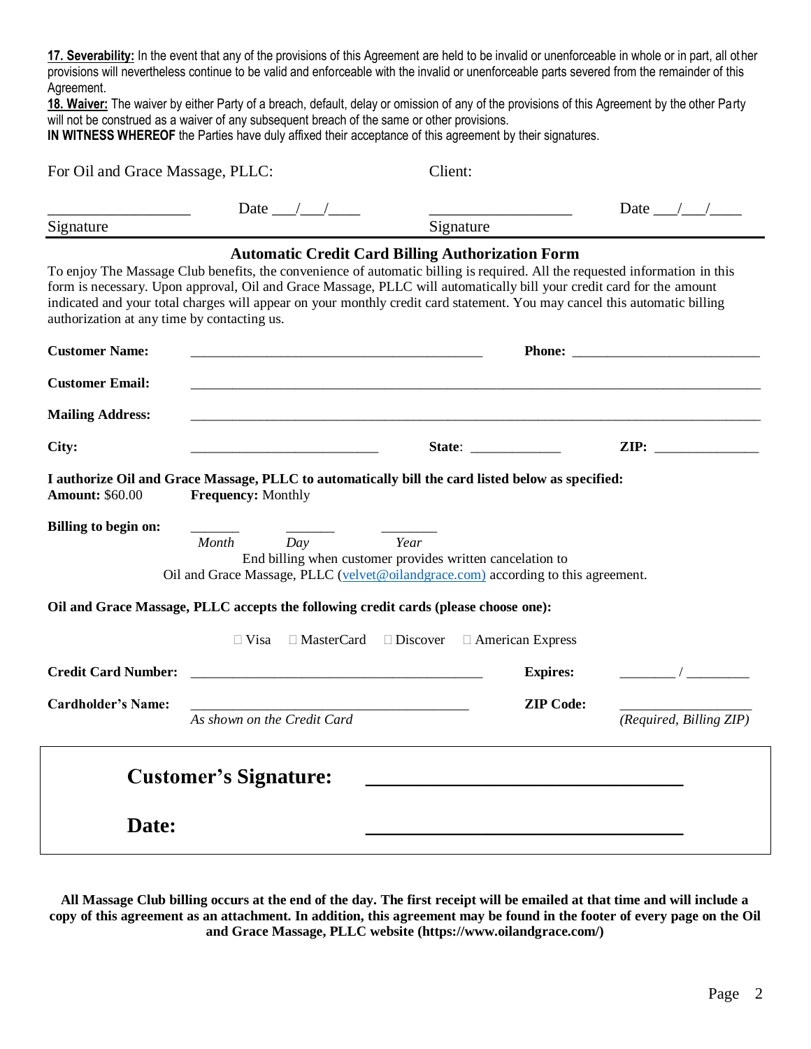**17. Severability:** In the event that any of the provisions of this Agreement are held to be invalid or unenforceable in whole or in part, all other provisions will nevertheless continue to be valid and enforceable with the invalid or unenforceable parts severed from the remainder of this Agreement.

**18. Waiver:** The waiver by either Party of a breach, default, delay or omission of any of the provisions of this Agreement by the other Party will not be construed as a waiver of any subsequent breach of the same or other provisions.

**IN WITNESS WHEREOF** the Parties have duly affixed their acceptance of this agreement by their signatures.

| For Oil and Grace Massage, PLLC: | | Client: | |
|---|---|---|---|
| ___________________ Signature | Date ___/___/____ | ___________________ Signature | Date ___/___/____ |

## Automatic Credit Card Billing Authorization Form

To enjoy The Massage Club benefits, the convenience of automatic billing is required. All the requested information in this form is necessary. Upon approval, Oil and Grace Massage, PLLC will automatically bill your credit card for the amount indicated and your total charges will appear on your monthly credit card statement. You may cancel this automatic billing authorization at any time by contacting us.

**Customer Name:** ________________________________________ **Phone:** __________________________

**Customer Email:** ______________________________________________________________________________

**Mailing Address:** ______________________________________________________________________________

**City:** __________________________ **State**: ____________ **ZIP:** ______________

**I authorize Oil and Grace Massage, PLLC to automatically bill the card listed below as specified:**

**Amount:** $60.00 **Frequency:** Monthly

**Billing to begin on:** _______ _______ ________
*Month* *Day* *Year*

End billing when customer provides written cancelation to Oil and Grace Massage, PLLC (velvet@oilandgrace.com) according to this agreement.

**Oil and Grace Massage, PLLC accepts the following credit cards (please choose one):**

☐ Visa ☐ MasterCard ☐ Discover ☐ American Express

**Credit Card Number:** ________________________________________ **Expires:** ________ / _________

**Cardholder's Name:** ______________________________________ **ZIP Code:** __________________
*As shown on the Credit Card* *(Required, Billing ZIP)*

**Customer's Signature:** __________________________________

**Date:** __________________________________

**All Massage Club billing occurs at the end of the day. The first receipt will be emailed at that time and will include a copy of this agreement as an attachment. In addition, this agreement may be found in the footer of every page on the Oil and Grace Massage, PLLC website (https://www.oilandgrace.com/)**